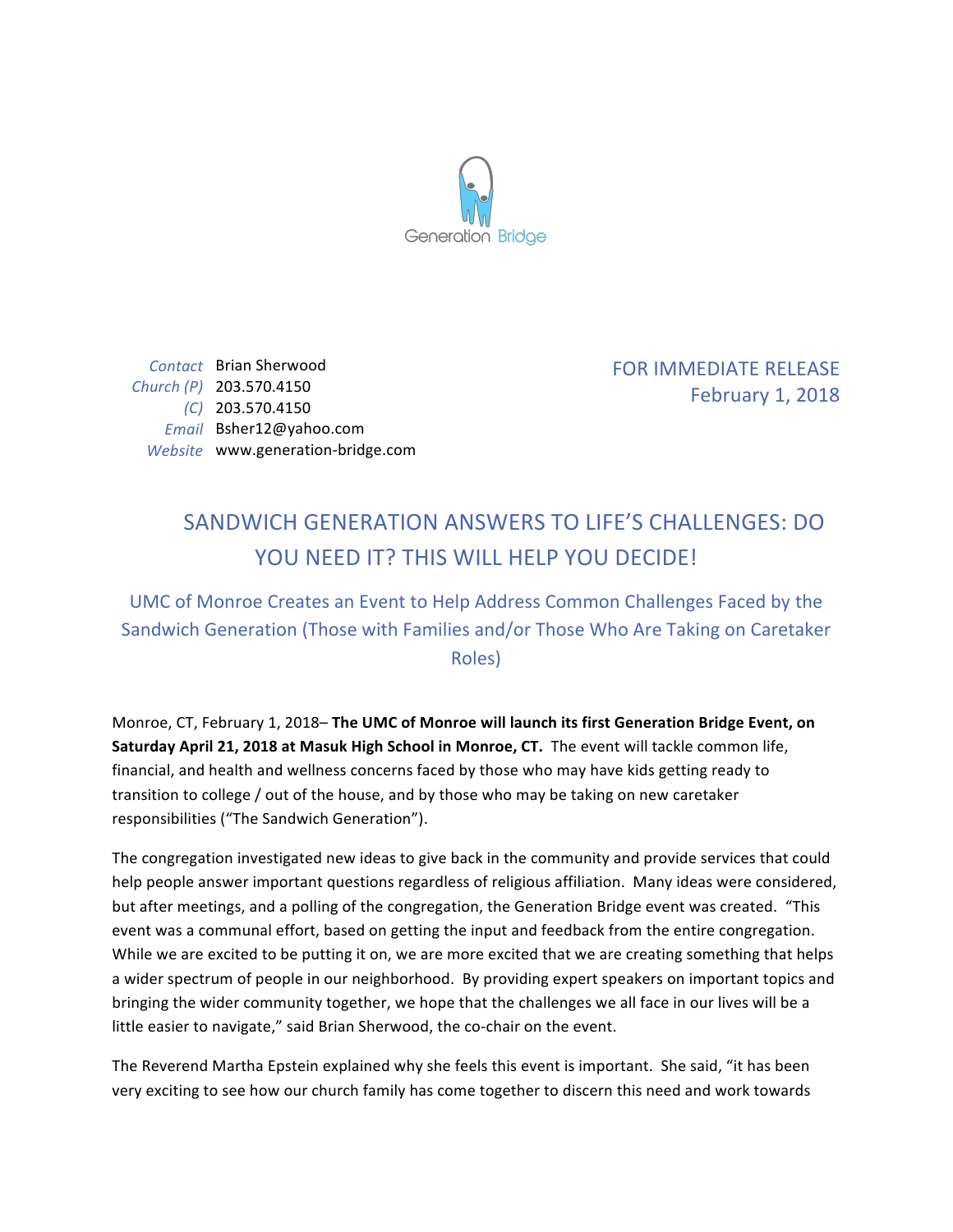Generation Bridge

*Contact* Brian Sherwood
*Church (P)* 203.570.4150
*(C)* 203.570.4150
*Email* Bsher12@yahoo.com
*Website* www.generation-bridge.com

FOR IMMEDIATE RELEASE
February 1, 2018

# SANDWICH GENERATION ANSWERS TO LIFE'S CHALLENGES: DO YOU NEED IT? THIS WILL HELP YOU DECIDE!

## UMC of Monroe Creates an Event to Help Address Common Challenges Faced by the Sandwich Generation (Those with Families and/or Those Who Are Taking on Caretaker Roles)

Monroe, CT, February 1, 2018– **The UMC of Monroe will launch its first Generation Bridge Event, on Saturday April 21, 2018 at Masuk High School in Monroe, CT.** The event will tackle common life, financial, and health and wellness concerns faced by those who may have kids getting ready to transition to college / out of the house, and by those who may be taking on new caretaker responsibilities ("The Sandwich Generation").

The congregation investigated new ideas to give back in the community and provide services that could help people answer important questions regardless of religious affiliation. Many ideas were considered, but after meetings, and a polling of the congregation, the Generation Bridge event was created. "This event was a communal effort, based on getting the input and feedback from the entire congregation. While we are excited to be putting it on, we are more excited that we are creating something that helps a wider spectrum of people in our neighborhood. By providing expert speakers on important topics and bringing the wider community together, we hope that the challenges we all face in our lives will be a little easier to navigate," said Brian Sherwood, the co-chair on the event.

The Reverend Martha Epstein explained why she feels this event is important. She said, "it has been very exciting to see how our church family has come together to discern this need and work towards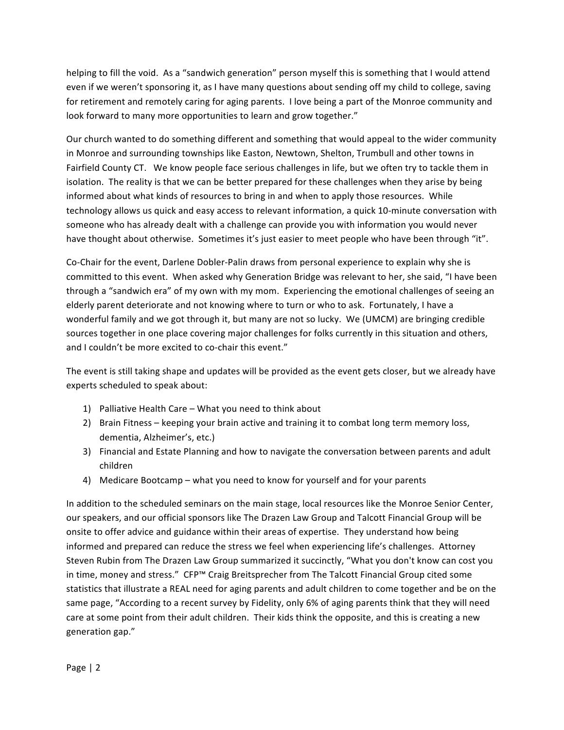helping to fill the void. As a "sandwich generation" person myself this is something that I would attend even if we weren't sponsoring it, as I have many questions about sending off my child to college, saving for retirement and remotely caring for aging parents. I love being a part of the Monroe community and look forward to many more opportunities to learn and grow together."

Our church wanted to do something different and something that would appeal to the wider community in Monroe and surrounding townships like Easton, Newtown, Shelton, Trumbull and other towns in Fairfield County CT. We know people face serious challenges in life, but we often try to tackle them in isolation. The reality is that we can be better prepared for these challenges when they arise by being informed about what kinds of resources to bring in and when to apply those resources. While technology allows us quick and easy access to relevant information, a quick 10-minute conversation with someone who has already dealt with a challenge can provide you with information you would never have thought about otherwise. Sometimes it's just easier to meet people who have been through "it".

Co-Chair for the event, Darlene Dobler-Palin draws from personal experience to explain why she is committed to this event. When asked why Generation Bridge was relevant to her, she said, "I have been through a "sandwich era" of my own with my mom. Experiencing the emotional challenges of seeing an elderly parent deteriorate and not knowing where to turn or who to ask. Fortunately, I have a wonderful family and we got through it, but many are not so lucky. We (UMCM) are bringing credible sources together in one place covering major challenges for folks currently in this situation and others, and I couldn't be more excited to co-chair this event."

The event is still taking shape and updates will be provided as the event gets closer, but we already have experts scheduled to speak about:

1) Palliative Health Care – What you need to think about
2) Brain Fitness – keeping your brain active and training it to combat long term memory loss, dementia, Alzheimer's, etc.)
3) Financial and Estate Planning and how to navigate the conversation between parents and adult children
4) Medicare Bootcamp – what you need to know for yourself and for your parents

In addition to the scheduled seminars on the main stage, local resources like the Monroe Senior Center, our speakers, and our official sponsors like The Drazen Law Group and Talcott Financial Group will be onsite to offer advice and guidance within their areas of expertise. They understand how being informed and prepared can reduce the stress we feel when experiencing life's challenges. Attorney Steven Rubin from The Drazen Law Group summarized it succinctly, "What you don't know can cost you in time, money and stress." CFP™ Craig Breitsprecher from The Talcott Financial Group cited some statistics that illustrate a REAL need for aging parents and adult children to come together and be on the same page, "According to a recent survey by Fidelity, only 6% of aging parents think that they will need care at some point from their adult children. Their kids think the opposite, and this is creating a new generation gap."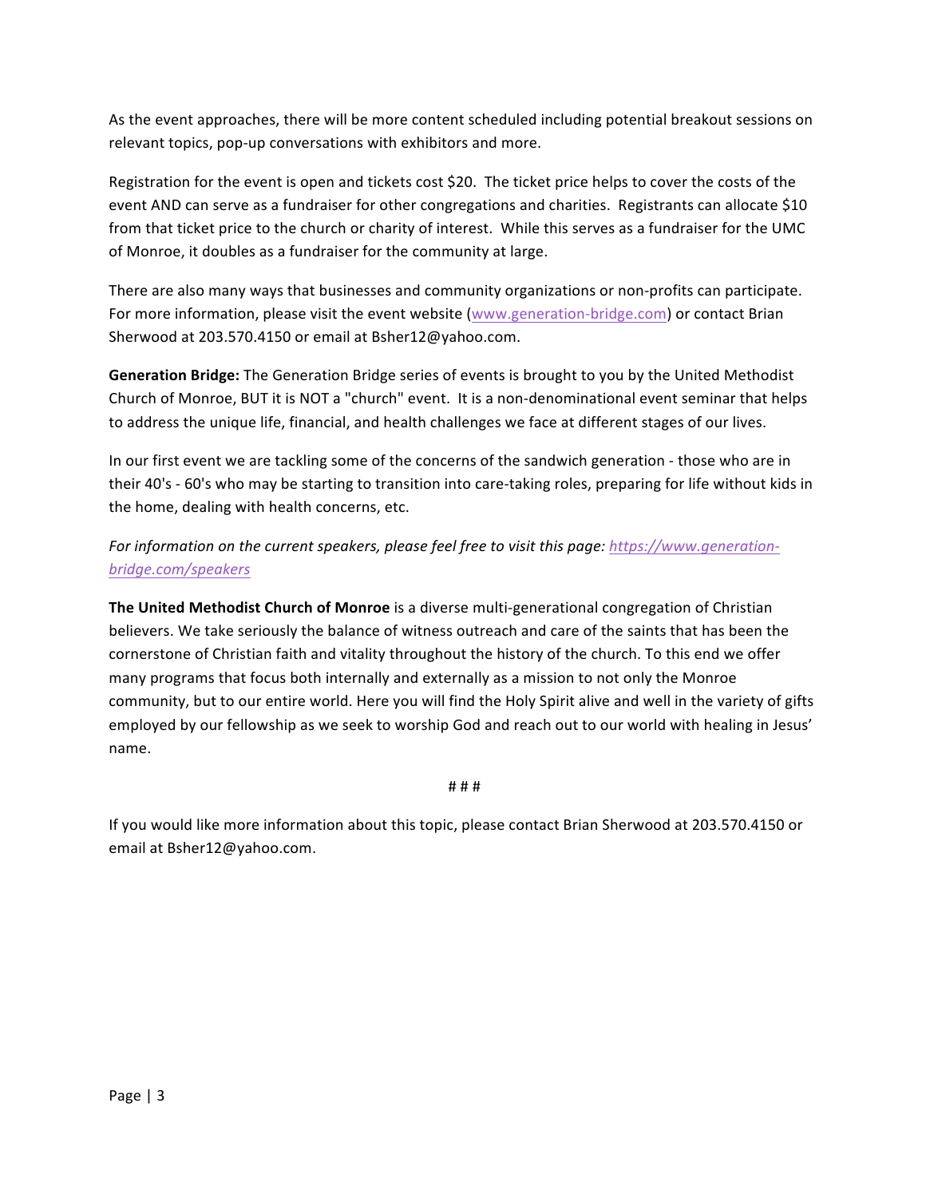As the event approaches, there will be more content scheduled including potential breakout sessions on relevant topics, pop-up conversations with exhibitors and more.

Registration for the event is open and tickets cost $20.  The ticket price helps to cover the costs of the event AND can serve as a fundraiser for other congregations and charities.  Registrants can allocate $10 from that ticket price to the church or charity of interest.  While this serves as a fundraiser for the UMC of Monroe, it doubles as a fundraiser for the community at large.

There are also many ways that businesses and community organizations or non-profits can participate. For more information, please visit the event website (www.generation-bridge.com) or contact Brian Sherwood at 203.570.4150 or email at Bsher12@yahoo.com.

**Generation Bridge:** The Generation Bridge series of events is brought to you by the United Methodist Church of Monroe, BUT it is NOT a "church" event.  It is a non-denominational event seminar that helps to address the unique life, financial, and health challenges we face at different stages of our lives.

In our first event we are tackling some of the concerns of the sandwich generation - those who are in their 40's - 60's who may be starting to transition into care-taking roles, preparing for life without kids in the home, dealing with health concerns, etc.

*For information on the current speakers, please feel free to visit this page: https://www.generation-bridge.com/speakers*

**The United Methodist Church of Monroe** is a diverse multi-generational congregation of Christian believers. We take seriously the balance of witness outreach and care of the saints that has been the cornerstone of Christian faith and vitality throughout the history of the church. To this end we offer many programs that focus both internally and externally as a mission to not only the Monroe community, but to our entire world. Here you will find the Holy Spirit alive and well in the variety of gifts employed by our fellowship as we seek to worship God and reach out to our world with healing in Jesus' name.

# # #

If you would like more information about this topic, please contact Brian Sherwood at 203.570.4150 or email at Bsher12@yahoo.com.